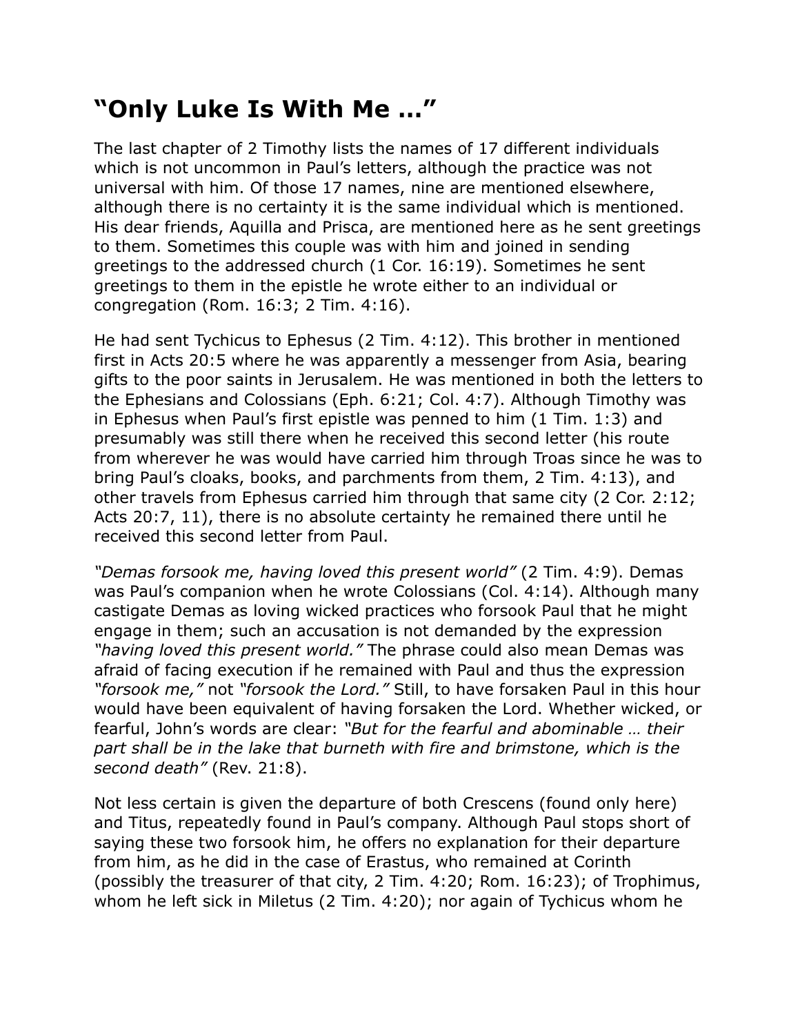# “Only Luke Is With Me …”

The last chapter of 2 Timothy lists the names of 17 different individuals which is not uncommon in Paul’s letters, although the practice was not universal with him. Of those 17 names, nine are mentioned elsewhere, although there is no certainty it is the same individual which is mentioned. His dear friends, Aquilla and Prisca, are mentioned here as he sent greetings to them. Sometimes this couple was with him and joined in sending greetings to the addressed church (1 Cor. 16:19). Sometimes he sent greetings to them in the epistle he wrote either to an individual or congregation (Rom. 16:3; 2 Tim. 4:16).

He had sent Tychicus to Ephesus (2 Tim. 4:12). This brother in mentioned first in Acts 20:5 where he was apparently a messenger from Asia, bearing gifts to the poor saints in Jerusalem. He was mentioned in both the letters to the Ephesians and Colossians (Eph. 6:21; Col. 4:7). Although Timothy was in Ephesus when Paul’s first epistle was penned to him (1 Tim. 1:3) and presumably was still there when he received this second letter (his route from wherever he was would have carried him through Troas since he was to bring Paul’s cloaks, books, and parchments from them, 2 Tim. 4:13), and other travels from Ephesus carried him through that same city (2 Cor. 2:12; Acts 20:7, 11), there is no absolute certainty he remained there until he received this second letter from Paul.

*“Demas forsook me, having loved this present world”* (2 Tim. 4:9). Demas was Paul’s companion when he wrote Colossians (Col. 4:14). Although many castigate Demas as loving wicked practices who forsook Paul that he might engage in them; such an accusation is not demanded by the expression *“having loved this present world.”* The phrase could also mean Demas was afraid of facing execution if he remained with Paul and thus the expression *“forsook me,”* not *“forsook the Lord.”* Still, to have forsaken Paul in this hour would have been equivalent of having forsaken the Lord. Whether wicked, or fearful, John’s words are clear: *“But for the fearful and abominable … their part shall be in the lake that burneth with fire and brimstone, which is the second death”* (Rev. 21:8).

Not less certain is given the departure of both Crescens (found only here) and Titus, repeatedly found in Paul’s company. Although Paul stops short of saying these two forsook him, he offers no explanation for their departure from him, as he did in the case of Erastus, who remained at Corinth (possibly the treasurer of that city, 2 Tim. 4:20; Rom. 16:23); of Trophimus, whom he left sick in Miletus (2 Tim. 4:20); nor again of Tychicus whom he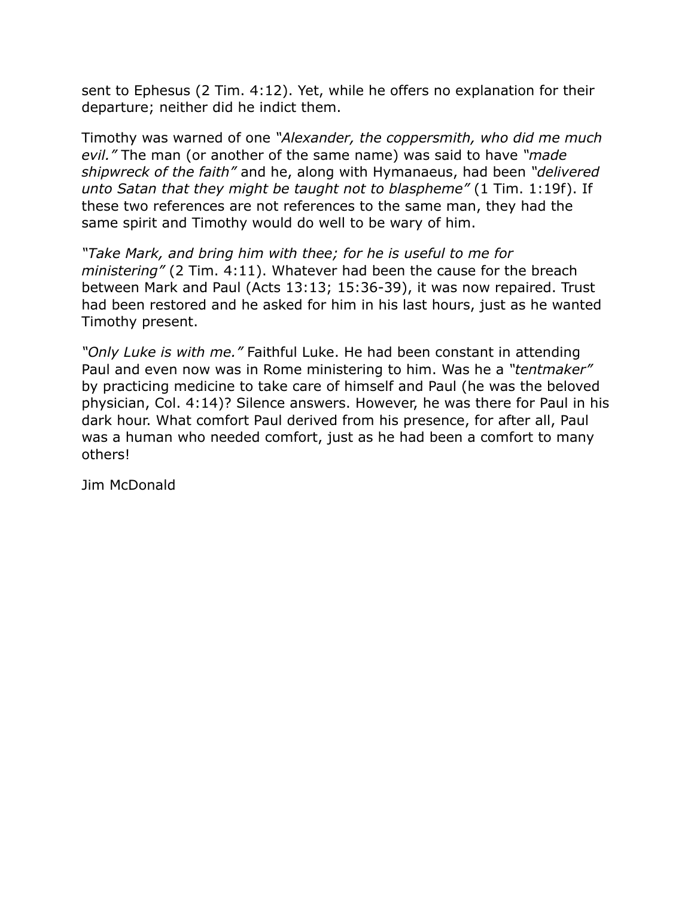sent to Ephesus (2 Tim. 4:12). Yet, while he offers no explanation for their departure; neither did he indict them.

Timothy was warned of one *"Alexander, the coppersmith, who did me much evil."* The man (or another of the same name) was said to have *"made shipwreck of the faith"* and he, along with Hymanaeus, had been *"delivered unto Satan that they might be taught not to blaspheme"* (1 Tim. 1:19f). If these two references are not references to the same man, they had the same spirit and Timothy would do well to be wary of him.

*"Take Mark, and bring him with thee; for he is useful to me for ministering"* (2 Tim. 4:11). Whatever had been the cause for the breach between Mark and Paul (Acts 13:13; 15:36-39), it was now repaired. Trust had been restored and he asked for him in his last hours, just as he wanted Timothy present.

*"Only Luke is with me."* Faithful Luke. He had been constant in attending Paul and even now was in Rome ministering to him. Was he a *"tentmaker"* by practicing medicine to take care of himself and Paul (he was the beloved physician, Col. 4:14)? Silence answers. However, he was there for Paul in his dark hour. What comfort Paul derived from his presence, for after all, Paul was a human who needed comfort, just as he had been a comfort to many others!

Jim McDonald